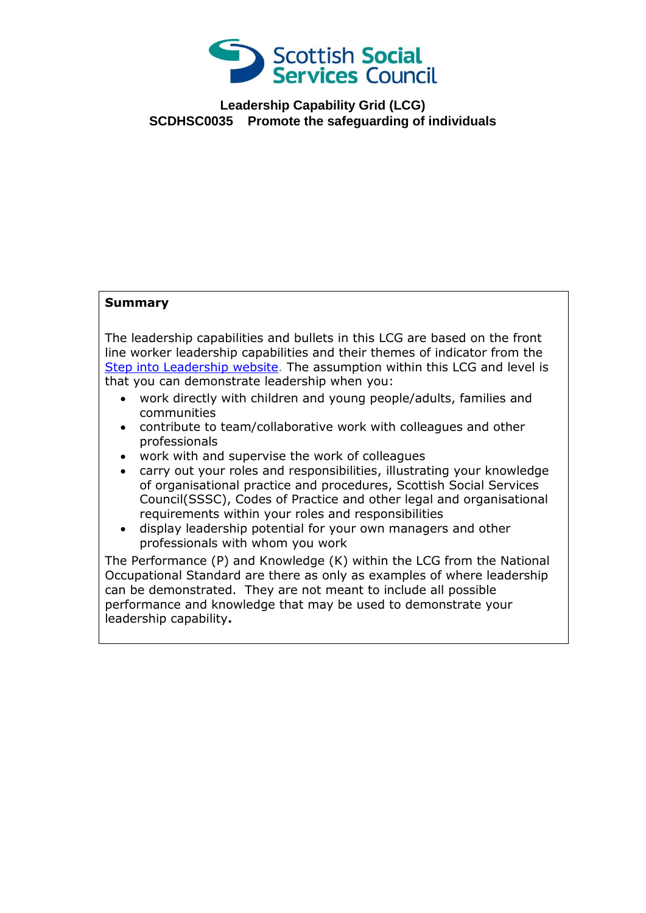Scottish Social Services Council

# Leadership Capability Grid (LCG)
## SCDHSC0035 Promote the safeguarding of individuals

**Summary**

The leadership capabilities and bullets in this LCG are based on the front line worker leadership capabilities and their themes of indicator from the Step into Leadership website. The assumption within this LCG and level is that you can demonstrate leadership when you:

- work directly with children and young people/adults, families and communities
- contribute to team/collaborative work with colleagues and other professionals
- work with and supervise the work of colleagues
- carry out your roles and responsibilities, illustrating your knowledge of organisational practice and procedures, Scottish Social Services Council(SSSC), Codes of Practice and other legal and organisational requirements within your roles and responsibilities
- display leadership potential for your own managers and other professionals with whom you work

The Performance (P) and Knowledge (K) within the LCG from the National Occupational Standard are there as only as examples of where leadership can be demonstrated. They are not meant to include all possible performance and knowledge that may be used to demonstrate your leadership capability**.**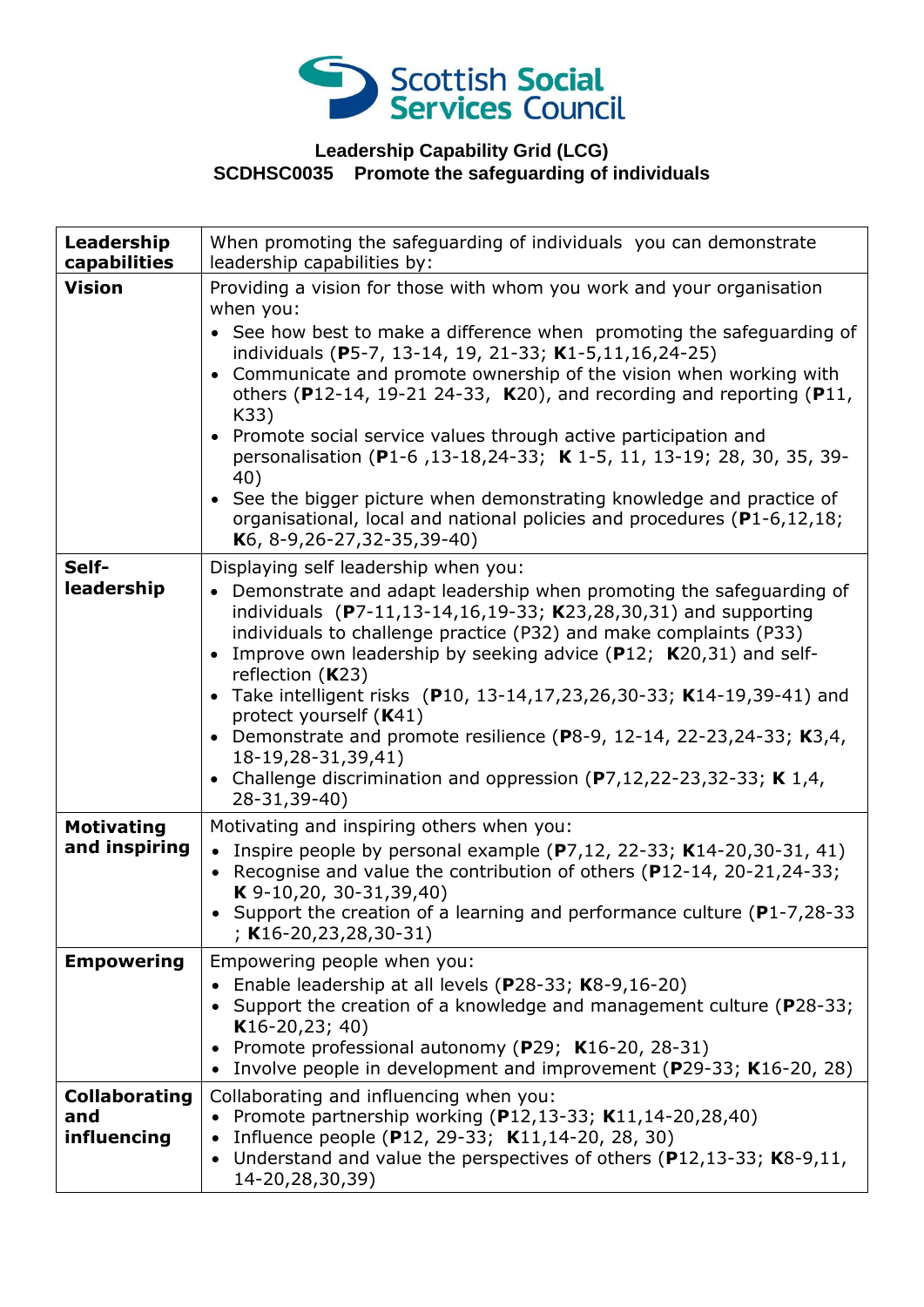Scottish Social Services Council

## Leadership Capability Grid (LCG)
## SCDHSC0035 Promote the safeguarding of individuals

| **Leadership capabilities** | When promoting the safeguarding of individuals you can demonstrate leadership capabilities by: |
| --- | --- |
| **Vision** | Providing a vision for those with whom you work and your organisation when you:<br>• See how best to make a difference when promoting the safeguarding of individuals (**P**5-7, 13-14, 19, 21-33; **K**1-5,11,16,24-25)<br>• Communicate and promote ownership of the vision when working with others (**P**12-14, 19-21 24-33, **K**20), and recording and reporting (**P**11, K33)<br>• Promote social service values through active participation and personalisation (**P**1-6 ,13-18,24-33; **K** 1-5, 11, 13-19; 28, 30, 35, 39-40)<br>• See the bigger picture when demonstrating knowledge and practice of organisational, local and national policies and procedures (**P**1-6,12,18; **K**6, 8-9,26-27,32-35,39-40) |
| **Self-leadership** | Displaying self leadership when you:<br>• Demonstrate and adapt leadership when promoting the safeguarding of individuals (**P**7-11,13-14,16,19-33; **K**23,28,30,31) and supporting individuals to challenge practice (P32) and make complaints (P33)<br>• Improve own leadership by seeking advice (**P**12; **K**20,31) and self-reflection (**K**23)<br>• Take intelligent risks (**P**10, 13-14,17,23,26,30-33; **K**14-19,39-41) and protect yourself (**K**41)<br>• Demonstrate and promote resilience (**P**8-9, 12-14, 22-23,24-33; **K**3,4, 18-19,28-31,39,41)<br>• Challenge discrimination and oppression (**P**7,12,22-23,32-33; **K** 1,4, 28-31,39-40) |
| **Motivating and inspiring** | Motivating and inspiring others when you:<br>• Inspire people by personal example (**P**7,12, 22-33; **K**14-20,30-31, 41)<br>• Recognise and value the contribution of others (**P**12-14, 20-21,24-33; **K** 9-10,20, 30-31,39,40)<br>• Support the creation of a learning and performance culture (**P**1-7,28-33 ; **K**16-20,23,28,30-31) |
| **Empowering** | Empowering people when you:<br>• Enable leadership at all levels (**P**28-33; **K**8-9,16-20)<br>• Support the creation of a knowledge and management culture (**P**28-33; **K**16-20,23; 40)<br>• Promote professional autonomy (**P**29; **K**16-20, 28-31)<br>• Involve people in development and improvement (**P**29-33; **K**16-20, 28) |
| **Collaborating and influencing** | Collaborating and influencing when you:<br>• Promote partnership working (**P**12,13-33; **K**11,14-20,28,40)<br>• Influence people (**P**12, 29-33; **K**11,14-20, 28, 30)<br>• Understand and value the perspectives of others (**P**12,13-33; **K**8-9,11, 14-20,28,30,39) |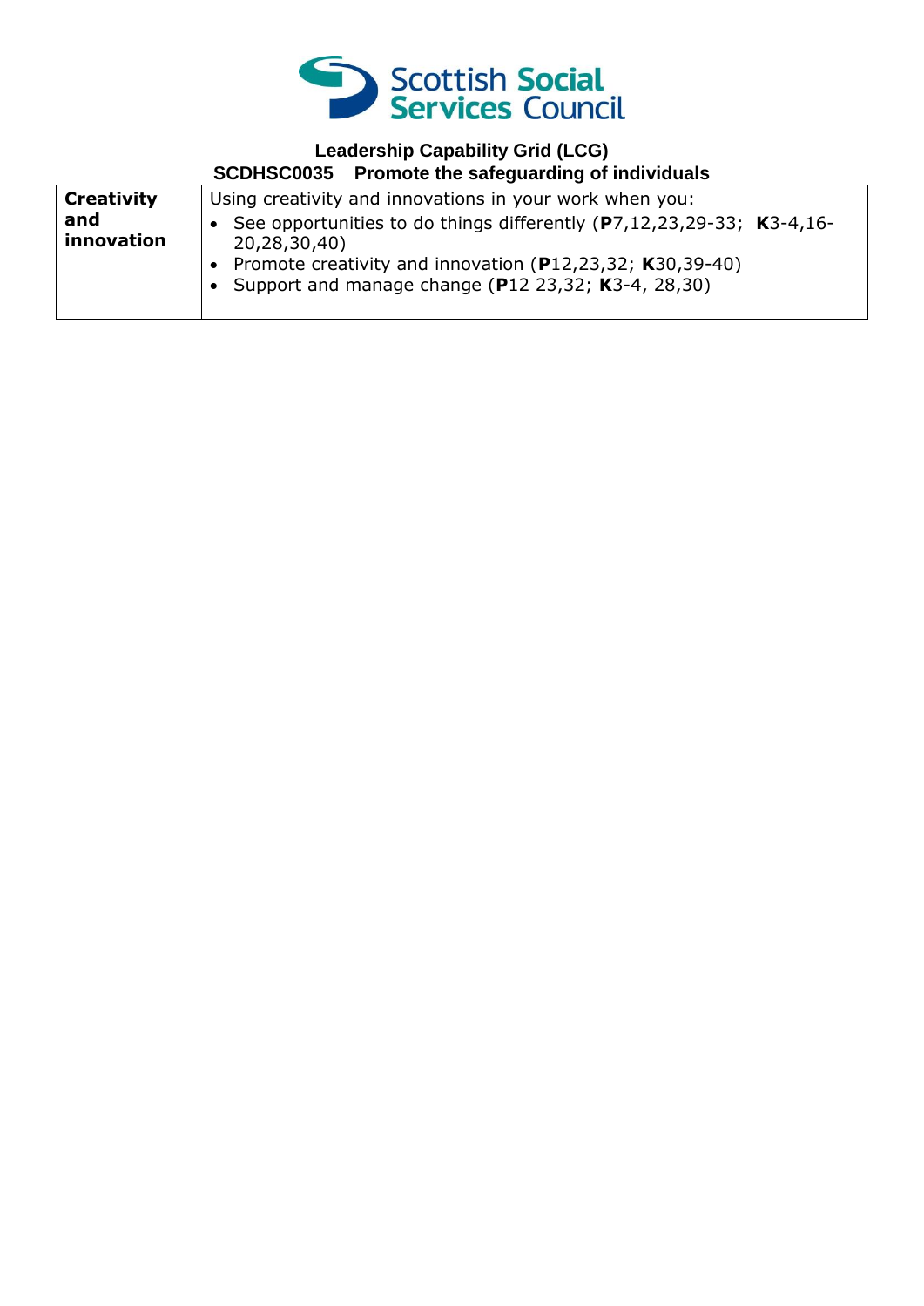Scottish Social Services Council

**Leadership Capability Grid (LCG)**
**SCDHSC0035 Promote the safeguarding of individuals**

| | |
|---|---|
| **Creativity and innovation** | Using creativity and innovations in your work when you:<br>• See opportunities to do things differently (**P**7,12,23,29-33; **K**3-4,16-20,28,30,40)<br>• Promote creativity and innovation (**P**12,23,32; **K**30,39-40)<br>• Support and manage change (**P**12 23,32; **K**3-4, 28,30) |